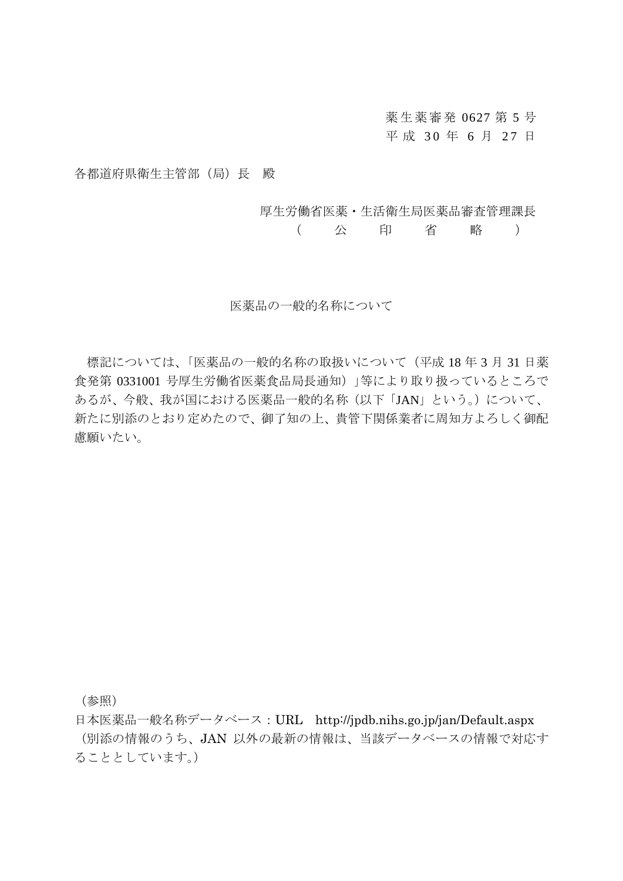薬生薬審発 0627 第 5 号
平成 30 年 6 月 27 日

各都道府県衛生主管部（局）長　殿

厚生労働省医薬・生活衛生局医薬品審査管理課長
（　公　印　省　略　）

# 医薬品の一般的名称について

標記については、「医薬品の一般的名称の取扱いについて（平成 18 年 3 月 31 日薬食発第 0331001 号厚生労働省医薬食品局長通知）」等により取り扱っているところであるが、今般、我が国における医薬品一般的名称（以下「JAN」という。）について、新たに別添のとおり定めたので、御了知の上、貴管下関係業者に周知方よろしく御配慮願いたい。

（参照）
日本医薬品一般名称データベース：URL　http://jpdb.nihs.go.jp/jan/Default.aspx
（別添の情報のうち、JAN 以外の最新の情報は、当該データベースの情報で対応することとしています。）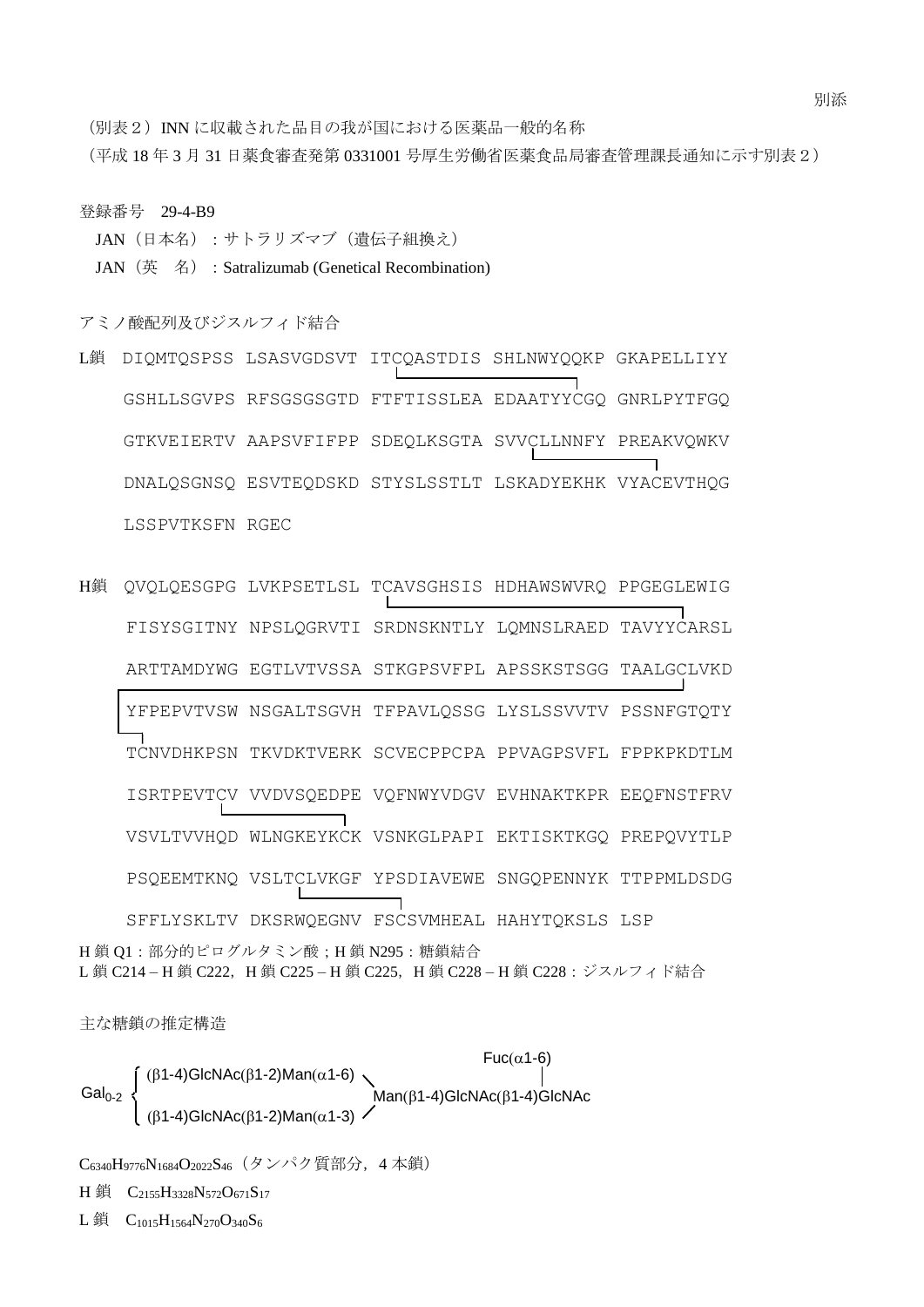別添

（別表２）INN に収載された品目の我が国における医薬品一般的名称

（平成 18 年 3 月 31 日薬食審査発第 0331001 号厚生労働省医薬食品局審査管理課長通知に示す別表２）

登録番号　29-4-B9

JAN（日本名）：サトラリズマブ（遺伝子組換え）

JAN（英　名）：Satralizumab (Genetical Recombination)

アミノ酸配列及びジスルフィド結合

```
L鎖 DIQMTQSPSS LSASVGDSVT ITCQASTDIS SHLNWYQQKP GKAPELLIYY
    GSHLLSGVPS RFSGSGSGTD FTFTISSLEA EDAATYYCGQ GNRLPYTFGQ
    GTKVEIERTV AAPSVFIFPP SDEQLKSGTA SVVCLLNNFY PREAKVQWKV
    DNALQSGNSQ ESVTEQDSKD STYSLSSTLT LSKADYEKHK VYACEVTHQG
    LSSPVTKSFN RGEC

H鎖 QVQLQESGPG LVKPSETLSL TCAVSGHSIS HDHAWSWVRQ PPGEGLEWIG
    FISYSGITNY NPSLQGRVTI SRDNSKNTLY LQMNSLRAED TAVYYCARSL
    ARTTAMDYWG EGTLVTVSSA STKGPSVFPL APSSKSTSGG TAALGCLVKD
    YFPEPVTVSW NSGALTSGVH TFPAVLQSSG LYSLSSVVTV PSSNFGTQTY
    TCNVDHKPSN TKVDKTVERK SCVECPPCPA PPVAGPSVFL FPPKPKDTLM
    ISRTPEVTCV VVDVSQEDPE VQFNWYVDGV EVHNAKTKPR EEQFNSTFRV
    VSVLTVVHQD WLNGKEYKCK VSNKGLPAPI EKTISKTKGQ PREPQVYTLP
    PSQEEMTKNQ VSLTCLVKGF YPSDIAVEWE SNGQPENNYK TTPPMLDSDG
    SFFLYSKLTV DKSRWQEGNV FSCSVMHEAL HAHYTQKSLS LSP
```

H 鎖 Q1：部分的ピログルタミン酸；H 鎖 N295：糖鎖結合

L 鎖 C214 – H 鎖 C222，H 鎖 C225 – H 鎖 C225，H 鎖 C228 – H 鎖 C228：ジスルフィド結合

主な糖鎖の推定構造

```
                                                          Fuc(α1-6)
         ┌ (β1-4)GlcNAc(β1-2)Man(α1-6) ＼                      |
Gal0-2 ＜                                Man(β1-4)GlcNAc(β1-4)GlcNAc
         └ (β1-4)GlcNAc(β1-2)Man(α1-3) ／
```

$C_{6340}H_{9776}N_{1684}O_{2022}S_{46}$（タンパク質部分，4 本鎖）

H 鎖　$C_{2155}H_{3328}N_{572}O_{671}S_{17}$

L 鎖　$C_{1015}H_{1564}N_{270}O_{340}S_{6}$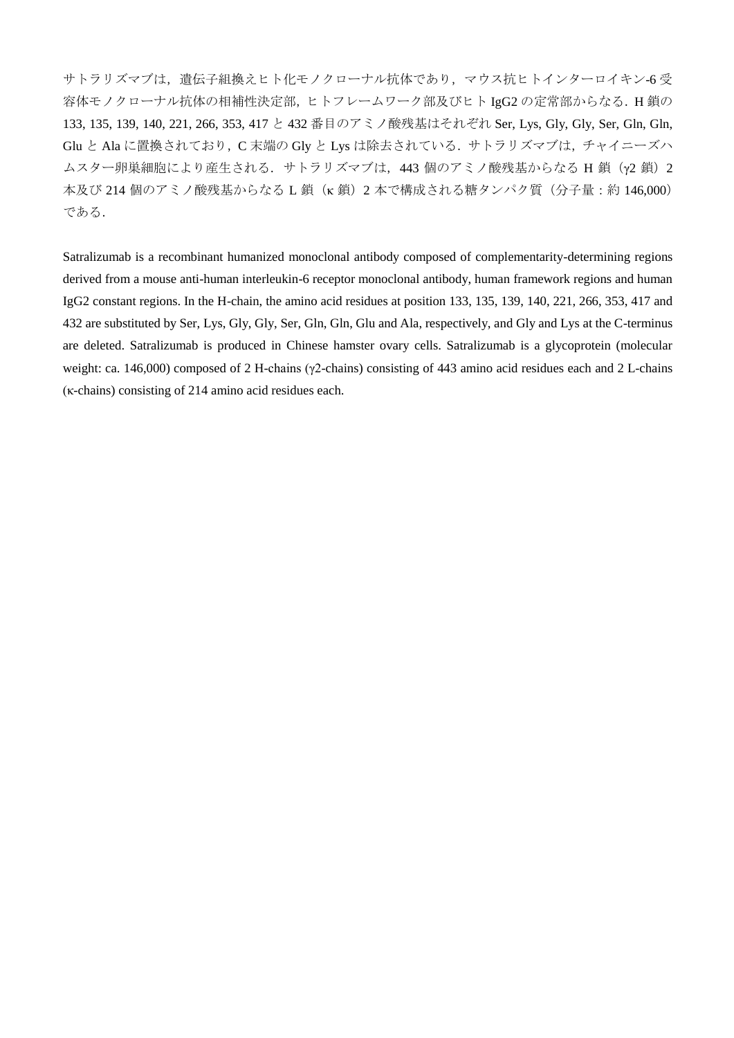サトラリズマブは，遺伝子組換えヒト化モノクローナル抗体であり，マウス抗ヒトインターロイキン-6 受容体モノクローナル抗体の相補性決定部，ヒトフレームワーク部及びヒト IgG2 の定常部からなる．H 鎖の 133, 135, 139, 140, 221, 266, 353, 417 と 432 番目のアミノ酸残基はそれぞれ Ser, Lys, Gly, Gly, Ser, Gln, Gln, Glu と Ala に置換されており，C 末端の Gly と Lys は除去されている．サトラリズマブは，チャイニーズハムスター卵巣細胞により産生される．サトラリズマブは，443 個のアミノ酸残基からなる H 鎖（γ2 鎖）2 本及び 214 個のアミノ酸残基からなる L 鎖（κ 鎖）2 本で構成される糖タンパク質（分子量：約 146,000）である．

Satralizumab is a recombinant humanized monoclonal antibody composed of complementarity-determining regions derived from a mouse anti-human interleukin-6 receptor monoclonal antibody, human framework regions and human IgG2 constant regions. In the H-chain, the amino acid residues at position 133, 135, 139, 140, 221, 266, 353, 417 and 432 are substituted by Ser, Lys, Gly, Gly, Ser, Gln, Gln, Glu and Ala, respectively, and Gly and Lys at the C-terminus are deleted. Satralizumab is produced in Chinese hamster ovary cells. Satralizumab is a glycoprotein (molecular weight: ca. 146,000) composed of 2 H-chains (γ2-chains) consisting of 443 amino acid residues each and 2 L-chains (κ-chains) consisting of 214 amino acid residues each.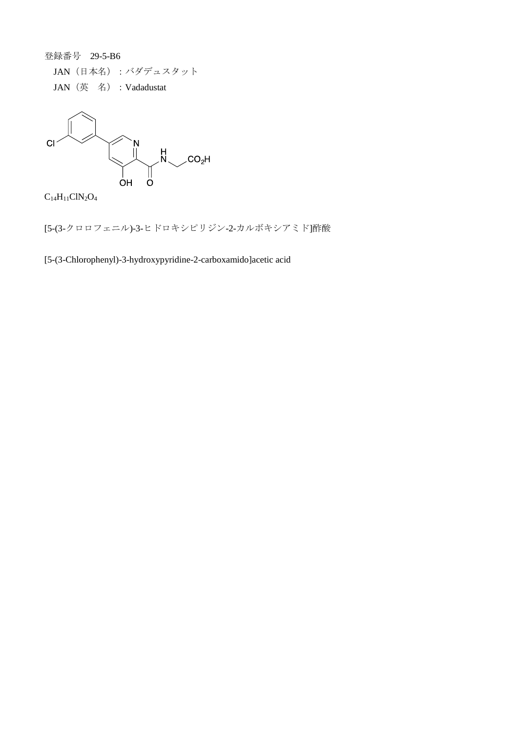登録番号　29-5-B6

JAN（日本名）：バダデュスタット

JAN（英　名）：Vadadustat

$C_{14}H_{11}ClN_2O_4$

[5-(3-クロロフェニル)-3-ヒドロキシピリジン-2-カルボキシアミド]酢酸

[5-(3-Chlorophenyl)-3-hydroxypyridine-2-carboxamido]acetic acid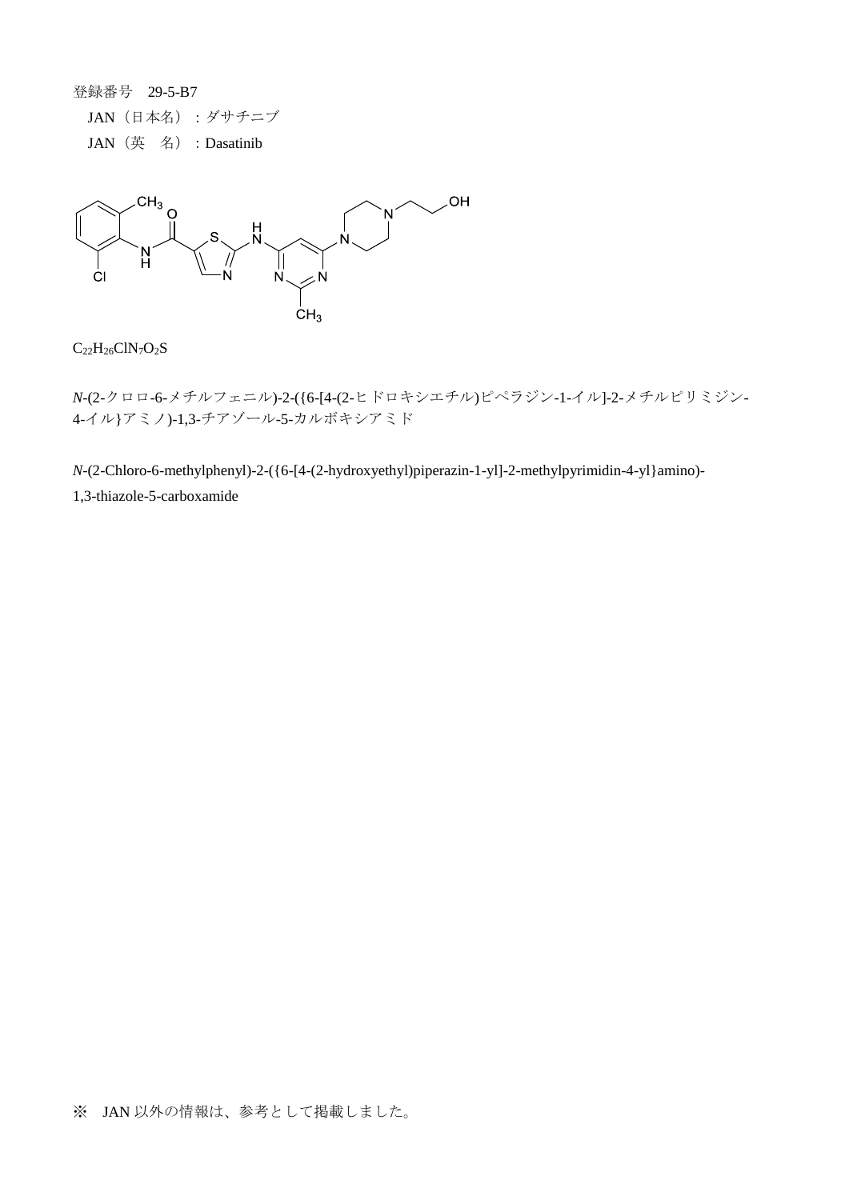登録番号　29-5-B7

JAN（日本名）：ダサチニブ

JAN（英　名）：Dasatinib

$C_{22}H_{26}ClN_7O_2S$

*N*-(2-クロロ-6-メチルフェニル)-2-({6-[4-(2-ヒドロキシエチル)ピペラジン-1-イル]-2-メチルピリミジン-4-イル}アミノ)-1,3-チアゾール-5-カルボキシアミド

*N*-(2-Chloro-6-methylphenyl)-2-({6-[4-(2-hydroxyethyl)piperazin-1-yl]-2-methylpyrimidin-4-yl}amino)-1,3-thiazole-5-carboxamide

※　JAN 以外の情報は、参考として掲載しました。